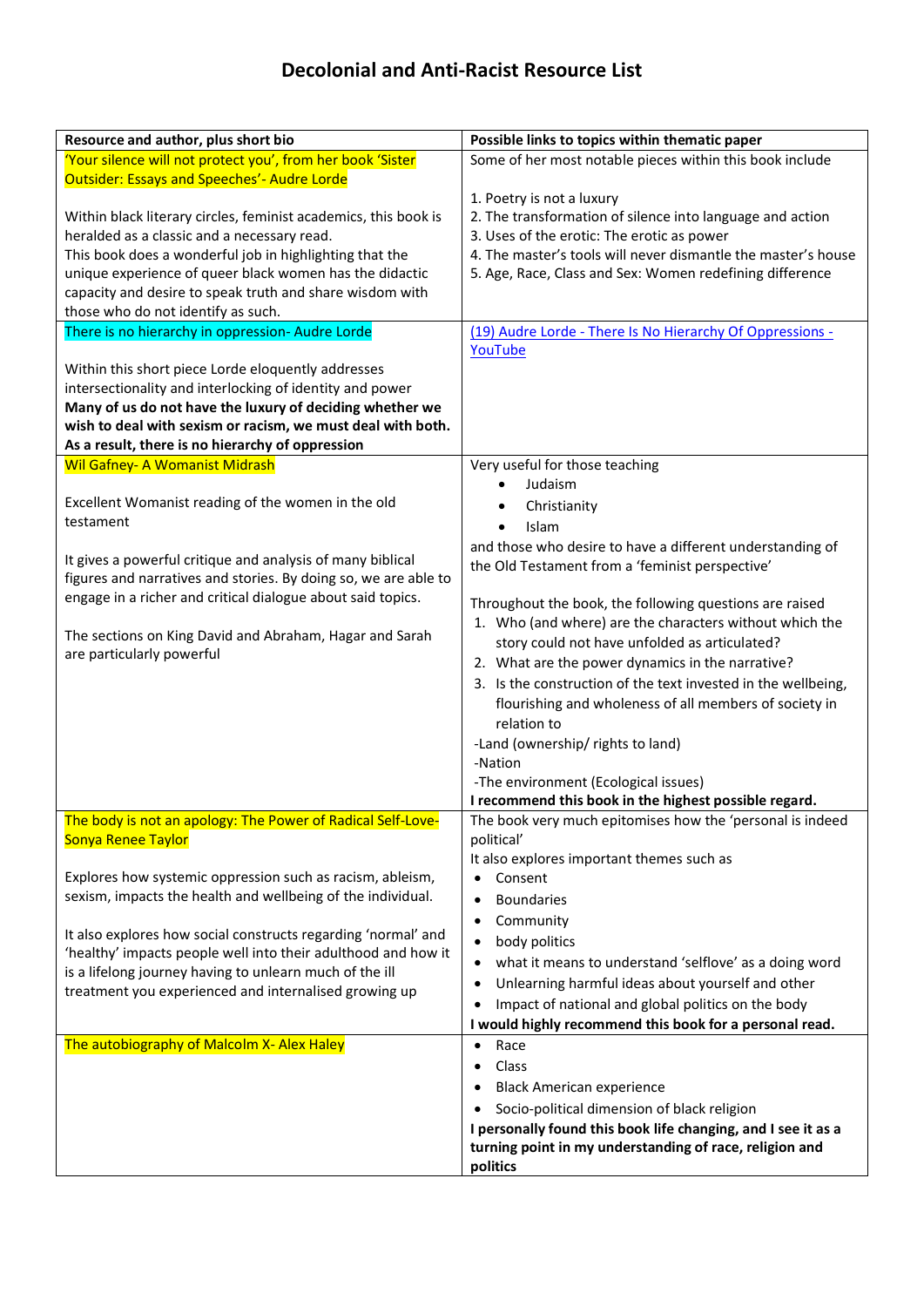# Decolonial and Anti-Racist Resource List

| Resource and author, plus short bio | Possible links to topics within thematic paper |
|---|---|
| 'Your silence will not protect you', from her book 'Sister Outsider: Essays and Speeches'- Audre Lorde<br><br>Within black literary circles, feminist academics, this book is heralded as a classic and a necessary read.<br>This book does a wonderful job in highlighting that the unique experience of queer black women has the didactic capacity and desire to speak truth and share wisdom with those who do not identify as such. | Some of her most notable pieces within this book include<br><br>1. Poetry is not a luxury<br>2. The transformation of silence into language and action<br>3. Uses of the erotic: The erotic as power<br>4. The master's tools will never dismantle the master's house<br>5. Age, Race, Class and Sex: Women redefining difference |
| There is no hierarchy in oppression- Audre Lorde<br><br>Within this short piece Lorde eloquently addresses intersectionality and interlocking of identity and power<br>**Many of us do not have the luxury of deciding whether we wish to deal with sexism or racism, we must deal with both. As a result, there is no hierarchy of oppression** | (19) Audre Lorde - There Is No Hierarchy Of Oppressions - YouTube |
| Wil Gafney- A Womanist Midrash<br><br>Excellent Womanist reading of the women in the old testament<br><br>It gives a powerful critique and analysis of many biblical figures and narratives and stories. By doing so, we are able to engage in a richer and critical dialogue about said topics.<br><br>The sections on King David and Abraham, Hagar and Sarah are particularly powerful | Very useful for those teaching<br>• Judaism<br>• Christianity<br>• Islam<br>and those who desire to have a different understanding of the Old Testament from a 'feminist perspective'<br><br>Throughout the book, the following questions are raised<br>1. Who (and where) are the characters without which the story could not have unfolded as articulated?<br>2. What are the power dynamics in the narrative?<br>3. Is the construction of the text invested in the wellbeing, flourishing and wholeness of all members of society in relation to<br>-Land (ownership/ rights to land)<br>-Nation<br>-The environment (Ecological issues)<br>**I recommend this book in the highest possible regard.** |
| The body is not an apology: The Power of Radical Self-Love- Sonya Renee Taylor<br><br>Explores how systemic oppression such as racism, ableism, sexism, impacts the health and wellbeing of the individual.<br><br>It also explores how social constructs regarding 'normal' and 'healthy' impacts people well into their adulthood and how it is a lifelong journey having to unlearn much of the ill treatment you experienced and internalised growing up | The book very much epitomises how the 'personal is indeed political'<br>It also explores important themes such as<br>• Consent<br>• Boundaries<br>• Community<br>• body politics<br>• what it means to understand 'selflove' as a doing word<br>• Unlearning harmful ideas about yourself and other<br>• Impact of national and global politics on the body<br>**I would highly recommend this book for a personal read.** |
| The autobiography of Malcolm X- Alex Haley | • Race<br>• Class<br>• Black American experience<br>• Socio-political dimension of black religion<br>**I personally found this book life changing, and I see it as a turning point in my understanding of race, religion and politics** |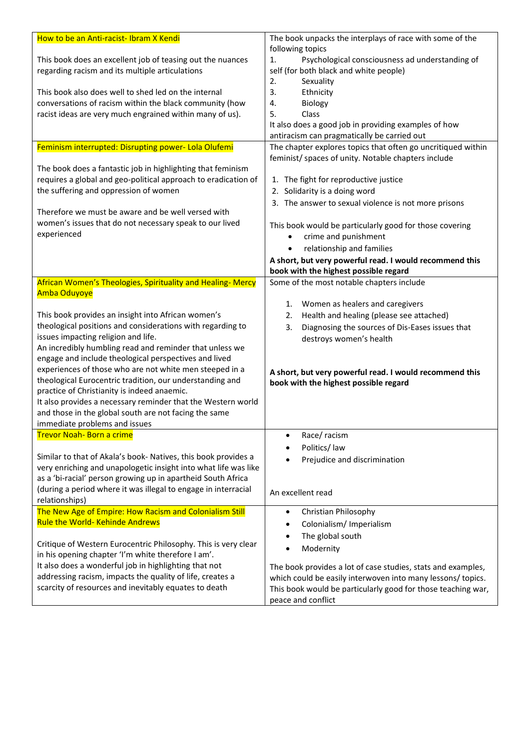| How to be an Anti-racist- Ibram X Kendi<br><br>This book does an excellent job of teasing out the nuances regarding racism and its multiple articulations<br><br>This book also does well to shed led on the internal conversations of racism within the black community (how racist ideas are very much engrained within many of us). | The book unpacks the interplays of race with some of the following topics<br>1. Psychological consciousness ad understanding of self (for both black and white people)<br>2. Sexuality<br>3. Ethnicity<br>4. Biology<br>5. Class<br>It also does a good job in providing examples of how antiracism can pragmatically be carried out |
|---|---|
| Feminism interrupted: Disrupting power- Lola Olufemi<br><br>The book does a fantastic job in highlighting that feminism requires a global and geo-political approach to eradication of the suffering and oppression of women<br><br>Therefore we must be aware and be well versed with women's issues that do not necessary speak to our lived experienced | The chapter explores topics that often go uncritiqued within feminist/ spaces of unity. Notable chapters include<br><br>1. The fight for reproductive justice<br>2. Solidarity is a doing word<br>3. The answer to sexual violence is not more prisons<br><br>This book would be particularly good for those covering<br>• crime and punishment<br>• relationship and families<br>**A short, but very powerful read. I would recommend this book with the highest possible regard** |
| African Women's Theologies, Spirituality and Healing- Mercy Amba Oduyoye<br><br>This book provides an insight into African women's theological positions and considerations with regarding to issues impacting religion and life.<br>An incredibly humbling read and reminder that unless we engage and include theological perspectives and lived experiences of those who are not white men steeped in a theological Eurocentric tradition, our understanding and practice of Christianity is indeed anaemic.<br>It also provides a necessary reminder that the Western world and those in the global south are not facing the same immediate problems and issues | Some of the most notable chapters include<br><br>1. Women as healers and caregivers<br>2. Health and healing (please see attached)<br>3. Diagnosing the sources of Dis-Eases issues that destroys women's health<br><br>**A short, but very powerful read. I would recommend this book with the highest possible regard** |
| Trevor Noah- Born a crime<br><br>Similar to that of Akala's book- Natives, this book provides a very enriching and unapologetic insight into what life was like as a 'bi-racial' person growing up in apartheid South Africa (during a period where it was illegal to engage in interracial relationships) | • Race/ racism<br>• Politics/ law<br>• Prejudice and discrimination<br><br>An excellent read |
| The New Age of Empire: How Racism and Colonialism Still Rule the World- Kehinde Andrews<br><br>Critique of Western Eurocentric Philosophy. This is very clear in his opening chapter 'I'm white therefore I am'.<br>It also does a wonderful job in highlighting that not addressing racism, impacts the quality of life, creates a scarcity of resources and inevitably equates to death | • Christian Philosophy<br>• Colonialism/ Imperialism<br>• The global south<br>• Modernity<br><br>The book provides a lot of case studies, stats and examples, which could be easily interwoven into many lessons/ topics. This book would be particularly good for those teaching war, peace and conflict |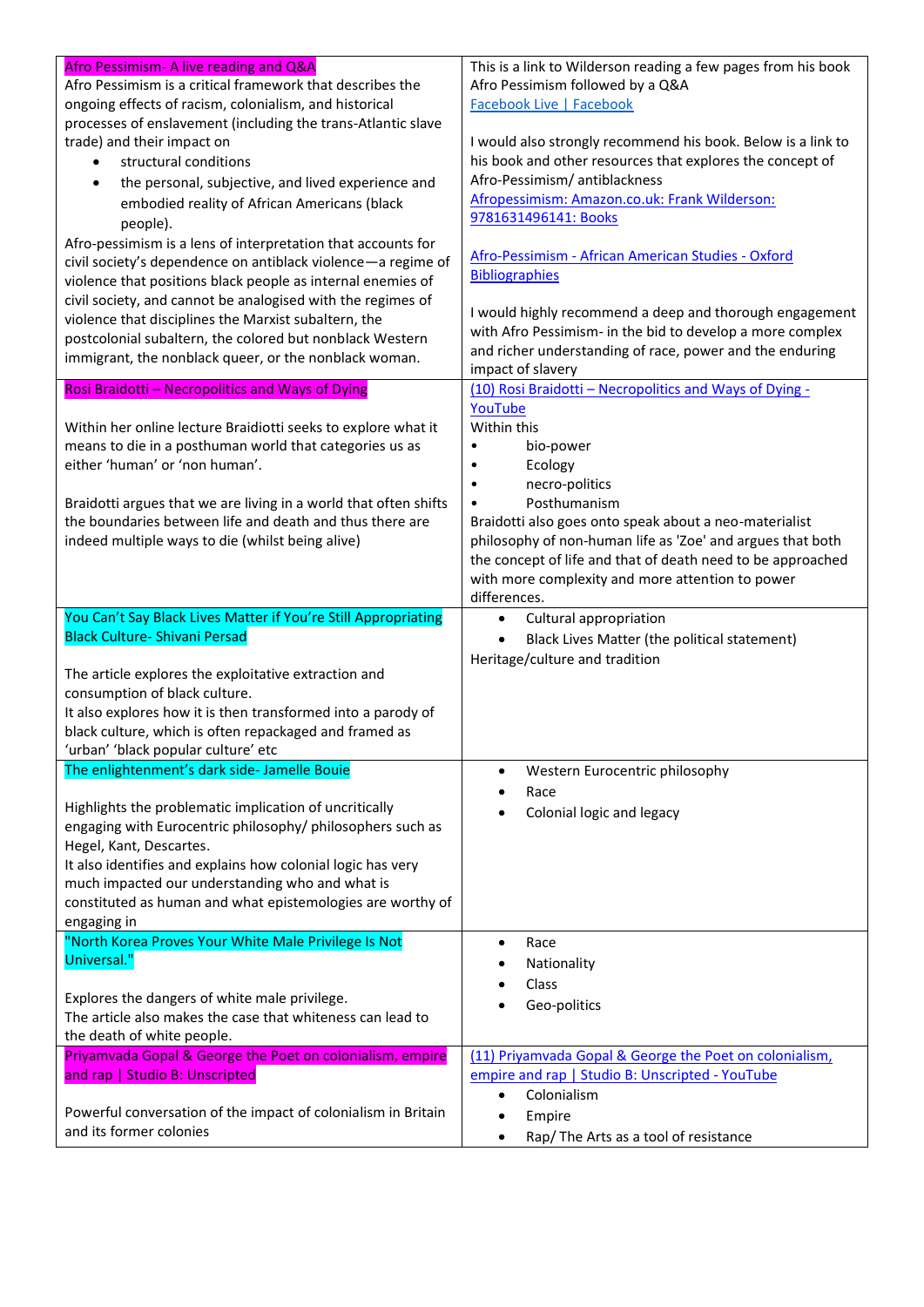| Afro Pessimism- A live reading and Q&A<br>Afro Pessimism is a critical framework that describes the ongoing effects of racism, colonialism, and historical processes of enslavement (including the trans-Atlantic slave trade) and their impact on<br>• structural conditions<br>• the personal, subjective, and lived experience and embodied reality of African Americans (black people).<br>Afro-pessimism is a lens of interpretation that accounts for civil society's dependence on antiblack violence—a regime of violence that positions black people as internal enemies of civil society, and cannot be analogised with the regimes of violence that disciplines the Marxist subaltern, the postcolonial subaltern, the colored but nonblack Western immigrant, the nonblack queer, or the nonblack woman. | This is a link to Wilderson reading a few pages from his book Afro Pessimism followed by a Q&A<br>Facebook Live \| Facebook<br><br>I would also strongly recommend his book. Below is a link to his book and other resources that explores the concept of Afro-Pessimism/ antiblackness<br>Afropessimism: Amazon.co.uk: Frank Wilderson: 9781631496141: Books<br><br>Afro-Pessimism - African American Studies - Oxford Bibliographies<br><br>I would highly recommend a deep and thorough engagement with Afro Pessimism- in the bid to develop a more complex and richer understanding of race, power and the enduring impact of slavery |
|---|---|
| Rosi Braidotti – Necropolitics and Ways of Dying<br><br>Within her online lecture Braidiotti seeks to explore what it means to die in a posthuman world that categories us as either 'human' or 'non human'.<br><br>Braidotti argues that we are living in a world that often shifts the boundaries between life and death and thus there are indeed multiple ways to die (whilst being alive) | (10) Rosi Braidotti – Necropolitics and Ways of Dying - YouTube<br>Within this<br>• bio-power<br>• Ecology<br>• necro-politics<br>• Posthumanism<br>Braidotti also goes onto speak about a neo-materialist philosophy of non-human life as 'Zoe' and argues that both the concept of life and that of death need to be approached with more complexity and more attention to power differences. |
| You Can't Say Black Lives Matter if You're Still Appropriating Black Culture- Shivani Persad<br><br>The article explores the exploitative extraction and consumption of black culture.<br>It also explores how it is then transformed into a parody of black culture, which is often repackaged and framed as 'urban' 'black popular culture' etc | • Cultural appropriation<br>• Black Lives Matter (the political statement)<br>Heritage/culture and tradition |
| The enlightenment's dark side- Jamelle Bouie<br><br>Highlights the problematic implication of uncritically engaging with Eurocentric philosophy/ philosophers such as Hegel, Kant, Descartes.<br>It also identifies and explains how colonial logic has very much impacted our understanding who and what is constituted as human and what epistemologies are worthy of engaging in | • Western Eurocentric philosophy<br>• Race<br>• Colonial logic and legacy |
| "North Korea Proves Your White Male Privilege Is Not Universal."<br><br>Explores the dangers of white male privilege.<br>The article also makes the case that whiteness can lead to the death of white people. | • Race<br>• Nationality<br>• Class<br>• Geo-politics |
| Priyamvada Gopal & George the Poet on colonialism, empire and rap \| Studio B: Unscripted<br><br>Powerful conversation of the impact of colonialism in Britain and its former colonies | (11) Priyamvada Gopal & George the Poet on colonialism, empire and rap \| Studio B: Unscripted - YouTube<br>• Colonialism<br>• Empire<br>• Rap/ The Arts as a tool of resistance |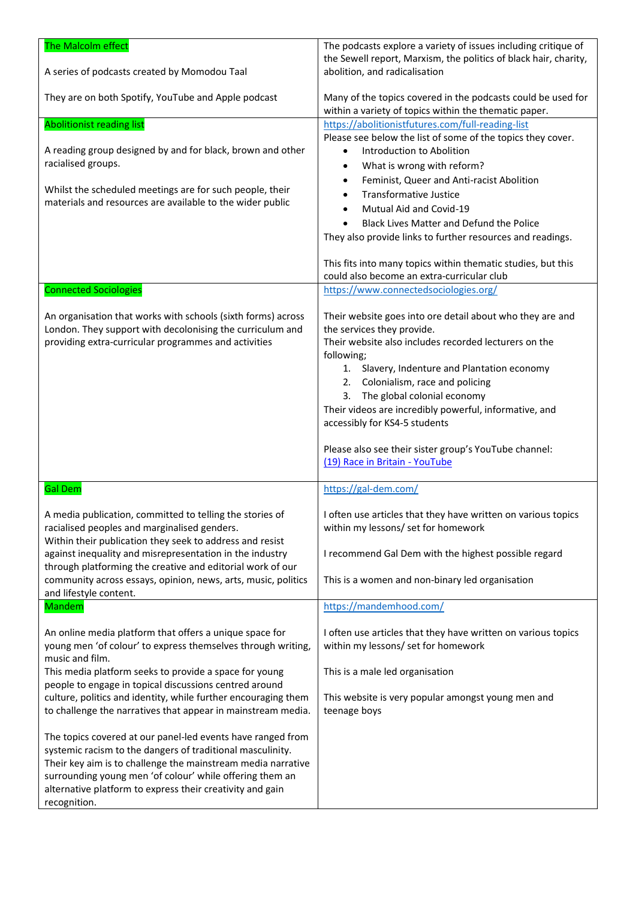| The Malcolm effect<br><br>A series of podcasts created by Momodou Taal<br><br>They are on both Spotify, YouTube and Apple podcast | The podcasts explore a variety of issues including critique of the Sewell report, Marxism, the politics of black hair, charity, abolition, and radicalisation<br><br>Many of the topics covered in the podcasts could be used for within a variety of topics within the thematic paper. |
|---|---|
| Abolitionist reading list<br><br>A reading group designed by and for black, brown and other racialised groups.<br><br>Whilst the scheduled meetings are for such people, their materials and resources are available to the wider public | https://abolitionistfutures.com/full-reading-list<br>Please see below the list of some of the topics they cover.<br>• Introduction to Abolition<br>• What is wrong with reform?<br>• Feminist, Queer and Anti-racist Abolition<br>• Transformative Justice<br>• Mutual Aid and Covid-19<br>• Black Lives Matter and Defund the Police<br>They also provide links to further resources and readings.<br><br>This fits into many topics within thematic studies, but this could also become an extra-curricular club |
| Connected Sociologies<br><br>An organisation that works with schools (sixth forms) across London. They support with decolonising the curriculum and providing extra-curricular programmes and activities | https://www.connectedsociologies.org/<br><br>Their website goes into ore detail about who they are and the services they provide.<br>Their website also includes recorded lecturers on the following;<br>1. Slavery, Indenture and Plantation economy<br>2. Colonialism, race and policing<br>3. The global colonial economy<br>Their videos are incredibly powerful, informative, and accessibly for KS4-5 students<br><br>Please also see their sister group's YouTube channel: (19) Race in Britain - YouTube |
| Gal Dem<br><br>A media publication, committed to telling the stories of racialised peoples and marginalised genders.<br>Within their publication they seek to address and resist against inequality and misrepresentation in the industry through platforming the creative and editorial work of our community across essays, opinion, news, arts, music, politics and lifestyle content. | https://gal-dem.com/<br><br>I often use articles that they have written on various topics within my lessons/ set for homework<br><br>I recommend Gal Dem with the highest possible regard<br><br>This is a women and non-binary led organisation |
| Mandem<br><br>An online media platform that offers a unique space for young men 'of colour' to express themselves through writing, music and film.<br>This media platform seeks to provide a space for young people to engage in topical discussions centred around culture, politics and identity, while further encouraging them to challenge the narratives that appear in mainstream media.<br><br>The topics covered at our panel-led events have ranged from systemic racism to the dangers of traditional masculinity. Their key aim is to challenge the mainstream media narrative surrounding young men 'of colour' while offering them an alternative platform to express their creativity and gain recognition. | https://mandemhood.com/<br><br>I often use articles that they have written on various topics within my lessons/ set for homework<br><br>This is a male led organisation<br><br>This website is very popular amongst young men and teenage boys |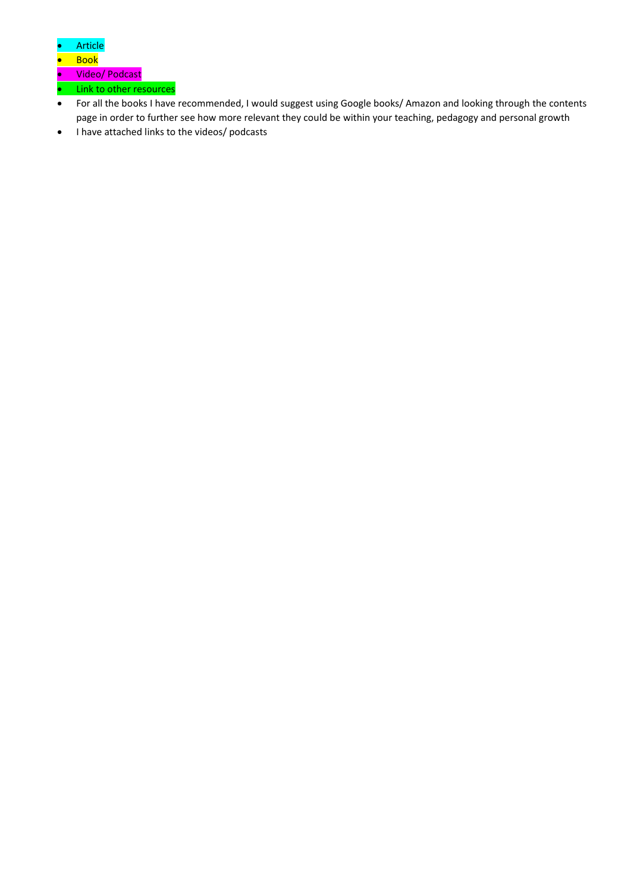- Article
- Book
- Video/ Podcast
- Link to other resources
- For all the books I have recommended, I would suggest using Google books/ Amazon and looking through the contents page in order to further see how more relevant they could be within your teaching, pedagogy and personal growth
- I have attached links to the videos/ podcasts